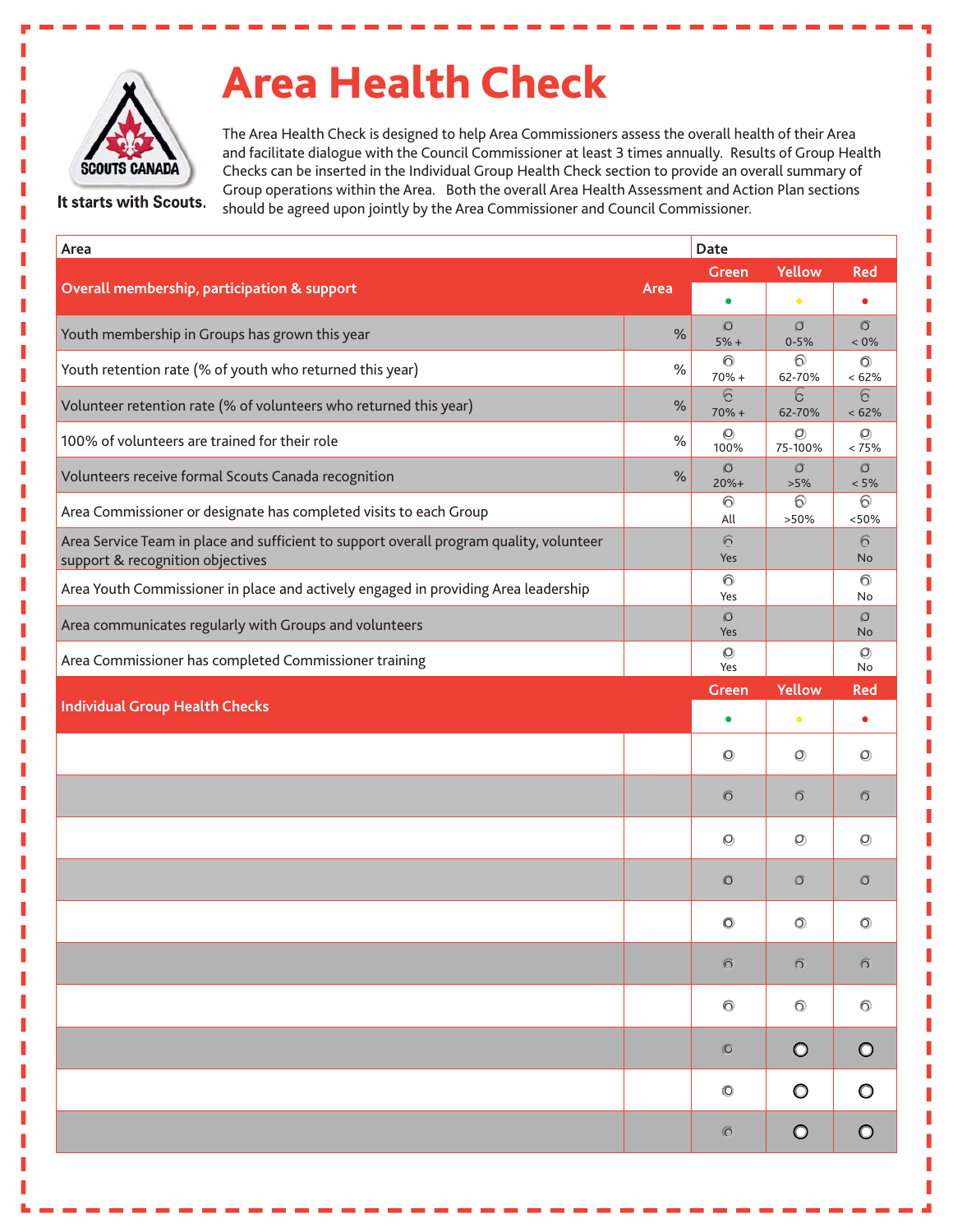# Area Health Check

SCOUTS CANADA

It starts with Scouts.

The Area Health Check is designed to help Area Commissioners assess the overall health of their Area and facilitate dialogue with the Council Commissioner at least 3 times annually. Results of Group Health Checks can be inserted in the Individual Group Health Check section to provide an overall summary of Group operations within the Area. Both the overall Area Health Assessment and Action Plan sections should be agreed upon jointly by the Area Commissioner and Council Commissioner.

| Area | | Date | | |
|---|---|---|---|---|
| **Overall membership, participation & support** | **Area** | **Green** | **Yellow** | **Red** |
| Youth membership in Groups has grown this year | % | 5% + | 0-5% | < 0% |
| Youth retention rate (% of youth who returned this year) | % | 70% + | 62-70% | < 62% |
| Volunteer retention rate (% of volunteers who returned this year) | % | 70% + | 62-70% | < 62% |
| 100% of volunteers are trained for their role | % | 100% | 75-100% | < 75% |
| Volunteers receive formal Scouts Canada recognition | % | 20%+ | >5% | < 5% |
| Area Commissioner or designate has completed visits to each Group | | All | >50% | <50% |
| Area Service Team in place and sufficient to support overall program quality, volunteer support & recognition objectives | | Yes | | No |
| Area Youth Commissioner in place and actively engaged in providing Area leadership | | Yes | | No |
| Area communicates regularly with Groups and volunteers | | Yes | | No |
| Area Commissioner has completed Commissioner training | | Yes | | No |
| **Individual Group Health Checks** | | **Green** | **Yellow** | **Red** |
| | | ○ | ○ | ○ |
| | | ○ | ○ | ○ |
| | | ○ | ○ | ○ |
| | | ○ | ○ | ○ |
| | | ○ | ○ | ○ |
| | | ○ | ○ | ○ |
| | | ○ | ○ | ○ |
| | | ○ | ○ | ○ |
| | | ○ | ○ | ○ |
| | | ○ | ○ | ○ |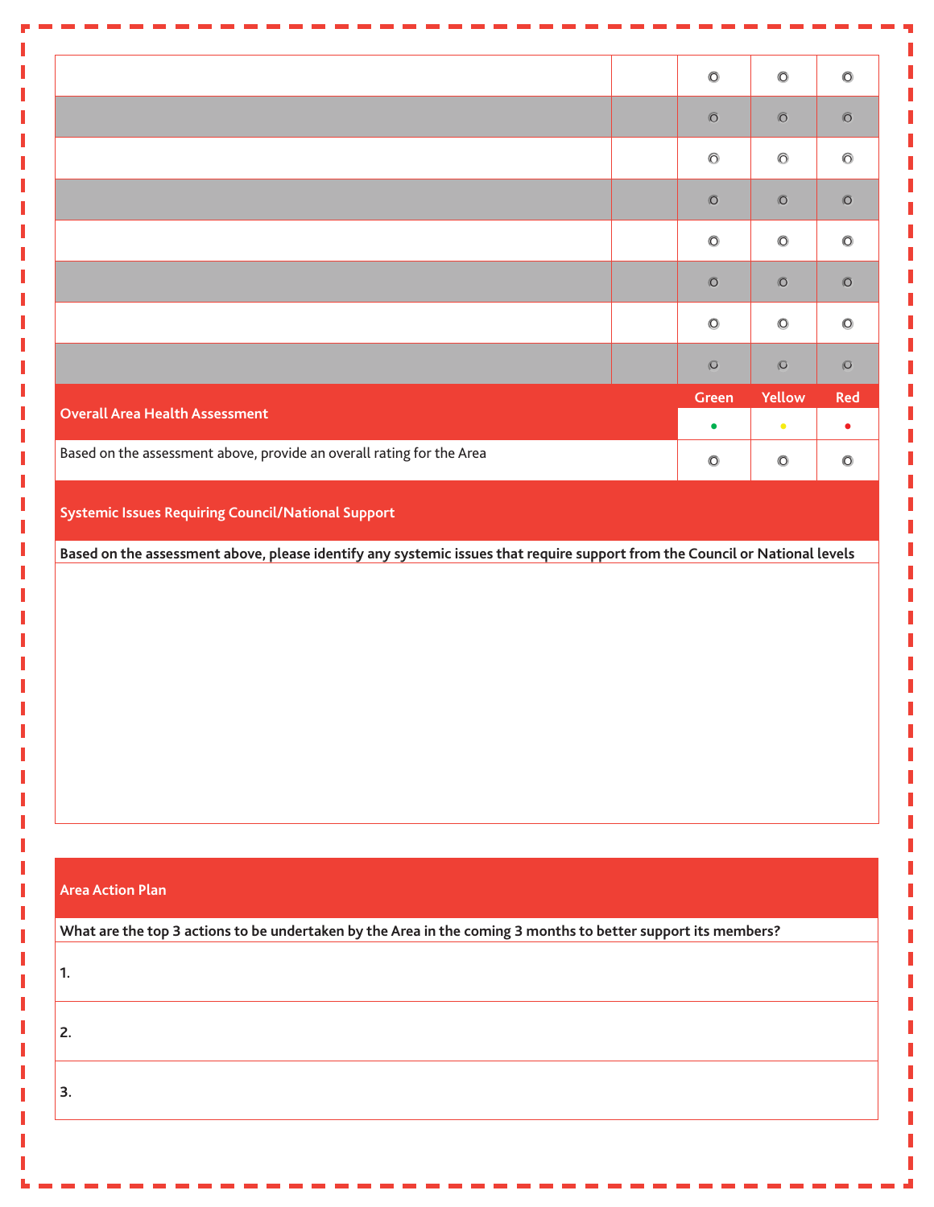| | | | | |
|---|---|---|---|---|
| | | ○ | ○ | ○ |
| | | ○ | ○ | ○ |
| | | ○ | ○ | ○ |
| | | ○ | ○ | ○ |
| | | ○ | ○ | ○ |
| | | ○ | ○ | ○ |
| | | ○ | ○ | ○ |
| | | ○ | ○ | ○ |

| Overall Area Health Assessment | Green | Yellow | Red |
|---|---|---|---|
| | • | • | • |
| Based on the assessment above, provide an overall rating for the Area | ○ | ○ | ○ |

## Systemic Issues Requiring Council/National Support

**Based on the assessment above, please identify any systemic issues that require support from the Council or National levels**

## Area Action Plan

**What are the top 3 actions to be undertaken by the Area in the coming 3 months to better support its members?**

**1.**

**2.**

**3.**